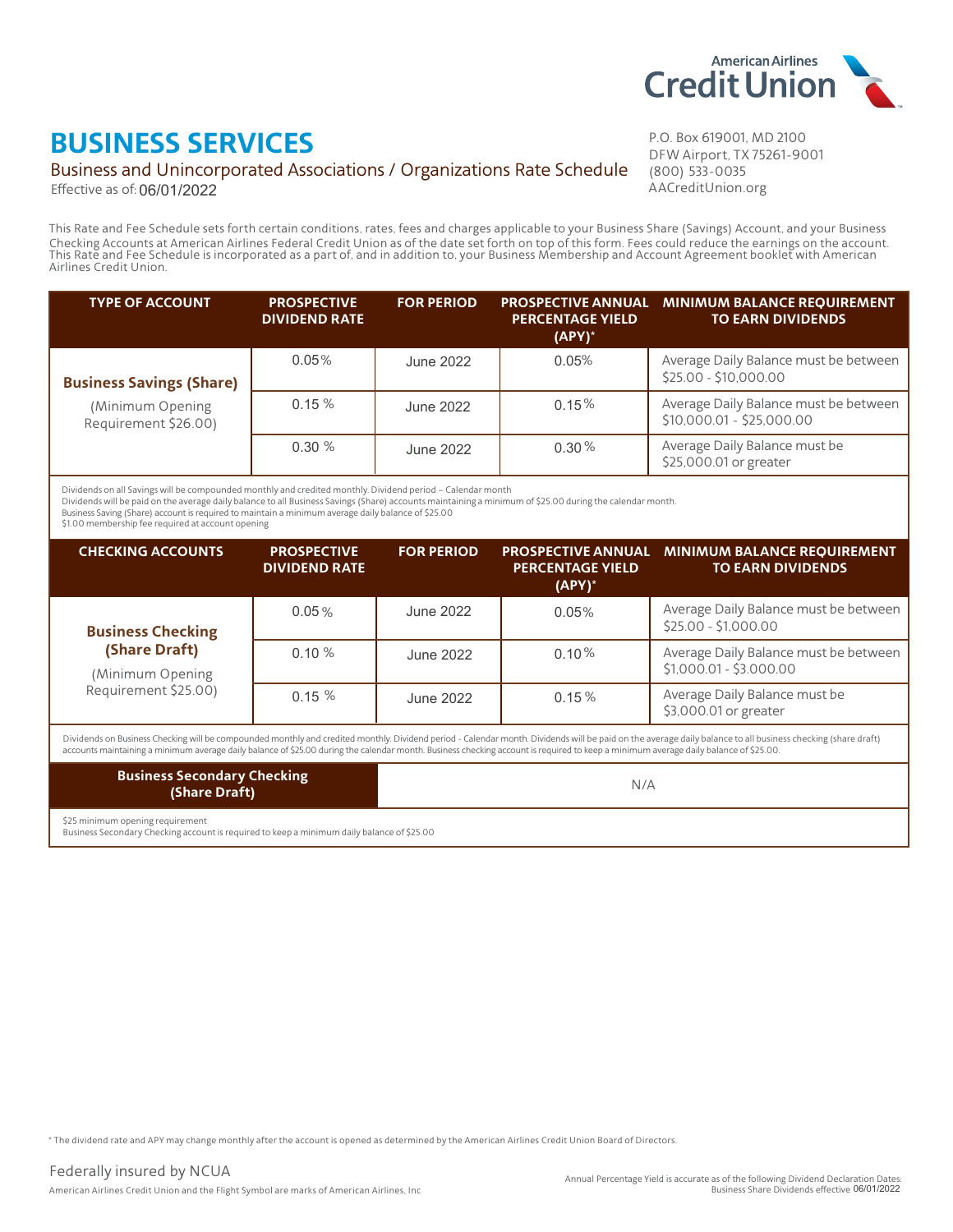American Airlines Credit Union

# BUSINESS SERVICES

Business and Unincorporated Associations / Organizations Rate Schedule

Effective as of: 06/01/2022

P.O. Box 619001, MD 2100
DFW Airport, TX 75261-9001
(800) 533-0035
AACreditUnion.org

This Rate and Fee Schedule sets forth certain conditions, rates, fees and charges applicable to your Business Share (Savings) Account, and your Business Checking Accounts at American Airlines Federal Credit Union as of the date set forth on top of this form. Fees could reduce the earnings on the account. This Rate and Fee Schedule is incorporated as a part of, and in addition to, your Business Membership and Account Agreement booklet with American Airlines Credit Union.

| TYPE OF ACCOUNT | PROSPECTIVE DIVIDEND RATE | FOR PERIOD | PROSPECTIVE ANNUAL PERCENTAGE YIELD (APY)* | MINIMUM BALANCE REQUIREMENT TO EARN DIVIDENDS |
|---|---|---|---|---|
| **Business Savings (Share)** (Minimum Opening Requirement $26.00) | 0.05% | June 2022 | 0.05% | Average Daily Balance must be between $25.00 - $10,000.00 |
| | 0.15 % | June 2022 | 0.15% | Average Daily Balance must be between $10,000.01 - $25,000.00 |
| | 0.30 % | June 2022 | 0.30% | Average Daily Balance must be $25,000.01 or greater |

Dividends on all Savings will be compounded monthly and credited monthly. Dividend period – Calendar month
Dividends will be paid on the average daily balance to all Business Savings (Share) accounts maintaining a minimum of $25.00 during the calendar month.
Business Saving (Share) account is required to maintain a minimum average daily balance of $25.00
$1.00 membership fee required at account opening

| CHECKING ACCOUNTS | PROSPECTIVE DIVIDEND RATE | FOR PERIOD | PROSPECTIVE ANNUAL PERCENTAGE YIELD (APY)* | MINIMUM BALANCE REQUIREMENT TO EARN DIVIDENDS |
|---|---|---|---|---|
| **Business Checking (Share Draft)** (Minimum Opening Requirement $25.00) | 0.05 % | June 2022 | 0.05% | Average Daily Balance must be between $25.00 - $1,000.00 |
| | 0.10 % | June 2022 | 0.10% | Average Daily Balance must be between $1,000.01 - $3,000.00 |
| | 0.15 % | June 2022 | 0.15% | Average Daily Balance must be $3,000.01 or greater |

Dividends on Business Checking will be compounded monthly and credited monthly. Dividend period - Calendar month. Dividends will be paid on the average daily balance to all business checking (share draft) accounts maintaining a minimum average daily balance of $25.00 during the calendar month. Business checking account is required to keep a minimum average daily balance of $25.00.

| Business Secondary Checking (Share Draft) | N/A |
|---|---|

$25 minimum opening requirement
Business Secondary Checking account is required to keep a minimum daily balance of $25.00

* The dividend rate and APY may change monthly after the account is opened as determined by the American Airlines Credit Union Board of Directors.

Federally insured by NCUA

American Airlines Credit Union and the Flight Symbol are marks of American Airlines, Inc

Annual Percentage Yield is accurate as of the following Dividend Declaration Dates:
Business Share Dividends effective 06/01/2022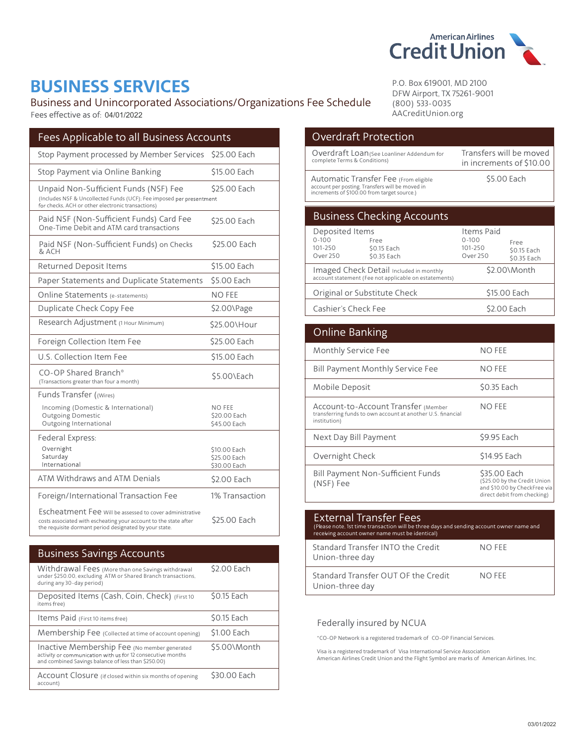American Airlines Credit Union

# BUSINESS SERVICES

Business and Unincorporated Associations/Organizations Fee Schedule

Fees effective as of: 04/01/2022

P.O. Box 619001, MD 2100
DFW Airport, TX 75261-9001
(800) 533-0035
AACreditUnion.org

## Fees Applicable to all Business Accounts

| Fee | Amount |
|---|---|
| Stop Payment processed by Member Services | $25.00 Each |
| Stop Payment via Online Banking | $15.00 Each |
| Unpaid Non-Sufficient Funds (NSF) Fee (Includes NSF & Uncollected Funds (UCF); Fee imposed per presentment for checks, ACH or other electronic transactions) | $25.00 Each |
| Paid NSF (Non-Sufficient Funds) Card Fee One-Time Debit and ATM card transactions | $25.00 Each |
| Paid NSF (Non-Sufficient Funds) on Checks & ACH | $25.00 Each |
| Returned Deposit Items | $15.00 Each |
| Paper Statements and Duplicate Statements | $5.00 Each |
| Online Statements (e-statements) | NO FEE |
| Duplicate Check Copy Fee | $2.00\Page |
| Research Adjustment (1 Hour Minimum) | $25.00\Hour |
| Foreign Collection Item Fee | $25.00 Each |
| U.S. Collection Item Fee | $15.00 Each |
| CO-OP Shared Branch® (Transactions greater than four a month) | $5.00\Each |
| Funds Transfer ((Wires) | |
| Incoming (Domestic & International) | NO FEE |
| Outgoing Domestic | $20.00 Each |
| Outgoing International | $45.00 Each |
| Federal Express: | |
| Overnight | $10.00 Each |
| Saturday | $25.00 Each |
| International | $30.00 Each |
| ATM Withdraws and ATM Denials | $2.00 Each |
| Foreign/International Transaction Fee | 1% Transaction |
| Escheatment Fee Will be assessed to cover administrative costs associated with escheating your account to the state after the requisite dormant period designated by your state. | $25.00 Each |

## Business Savings Accounts

| Fee | Amount |
|---|---|
| Withdrawal Fees (More than one Savings withdrawal under $250.00, excluding ATM or Shared Branch transactions, during any 30-day period) | $2.00 Each |
| Deposited Items (Cash, Coin, Check) (First 10 items free) | $0.15 Each |
| Items Paid (First 10 items free) | $0.15 Each |
| Membership Fee (Collected at time of account opening) | $1.00 Each |
| Inactive Membership Fee (No member generated activity or communication with us for 12 consecutive months and combined Savings balance of less than $250.00) | $5.00\Month |
| Account Closure (if closed within six months of opening account) | $30.00 Each |

## Overdraft Protection

| Fee | Amount |
|---|---|
| Overdraft Loan (See Loanliner Addendum for complete Terms & Conditions) | Transfers will be moved in increments of $10.00 |
| Automatic Transfer Fee (From eligible account per posting. Transfers will be moved in increments of $100.00 from target source.) | $5.00 Each |

## Business Checking Accounts

| Deposited Items | | Items Paid | |
|---|---|---|---|
| 0-100 | Free | 0-100 | Free |
| 101-250 | $0.15 Each | 101-250 | $0.15 Each |
| Over 250 | $0.35 Each | Over 250 | $0.35 Each |

| Fee | Amount |
|---|---|
| Imaged Check Detail Included in monthly account statement (Fee not applicable on estatements) | $2.00\Month |
| Original or Substitute Check | $15.00 Each |
| Cashier's Check Fee | $2.00 Each |

## Online Banking

| Fee | Amount |
|---|---|
| Monthly Service Fee | NO FEE |
| Bill Payment Monthly Service Fee | NO FEE |
| Mobile Deposit | $0.35 Each |
| Account-to-Account Transfer (Member transferring funds to own account at another U.S. financial institution) | NO FEE |
| Next Day Bill Payment | $9.95 Each |
| Overnight Check | $14.95 Each |
| Bill Payment Non-Sufficient Funds (NSF) Fee | $35.00 Each ($25.00 by the Credit Union and $10.00 by CheckFree via direct debit from checking) |

## External Transfer Fees

(Please note, 1st time transaction will be three days and sending account owner name and receiving account owner name must be identical)

| Fee | Amount |
|---|---|
| Standard Transfer INTO the Credit Union-three day | NO FEE |
| Standard Transfer OUT OF the Credit Union-three day | NO FEE |

Federally insured by NCUA

*CO-OP Network is a registered trademark of CO-OP Financial Services.

Visa is a registered trademark of Visa International Service Association
American Airlines Credit Union and the Flight Symbol are marks of American Airlines, Inc.

03/01/2022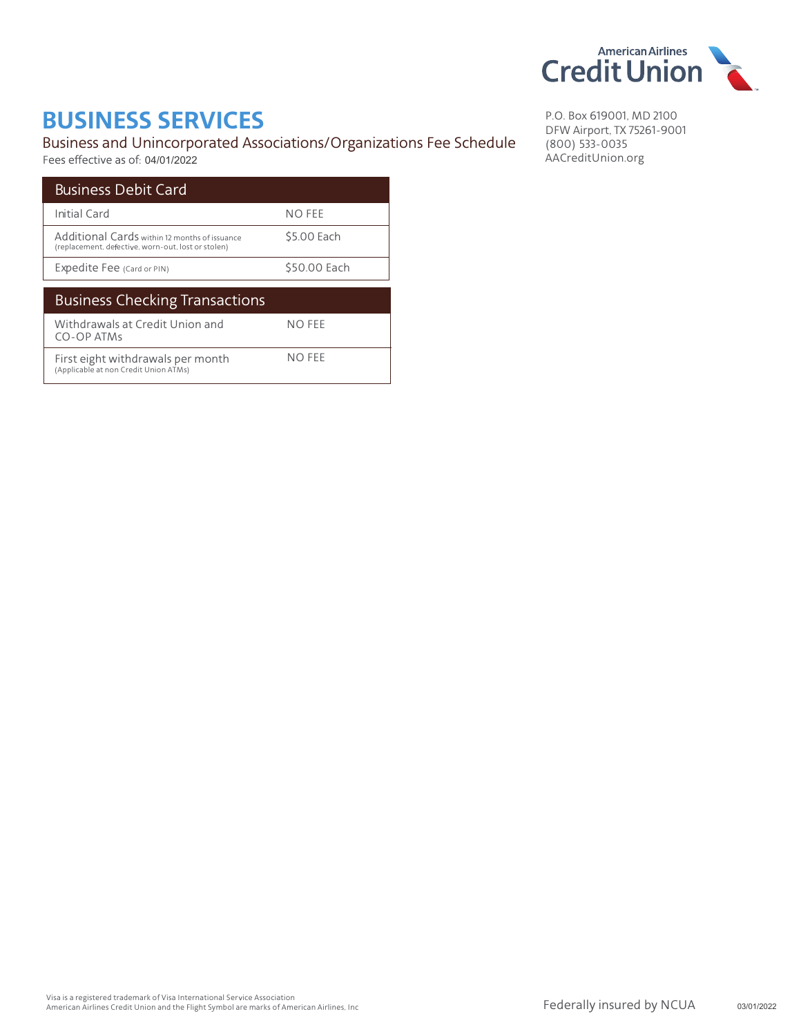# BUSINESS SERVICES

Business and Unincorporated Associations/Organizations Fee Schedule

Fees effective as of: 04/01/2022

P.O. Box 619001, MD 2100
DFW Airport, TX 75261-9001
(800) 533-0035
AACreditUnion.org

| Business Debit Card | |
|---|---|
| Initial Card | NO FEE |
| Additional Cards within 12 months of issuance (replacement, defective, worn-out, lost or stolen) | $5.00 Each |
| Expedite Fee (Card or PIN) | $50.00 Each |

| Business Checking Transactions | |
|---|---|
| Withdrawals at Credit Union and CO-OP ATMs | NO FEE |
| First eight withdrawals per month (Applicable at non Credit Union ATMs) | NO FEE |

Visa is a registered trademark of Visa International Service Association
American Airlines Credit Union and the Flight Symbol are marks of American Airlines, Inc

Federally insured by NCUA

03/01/2022